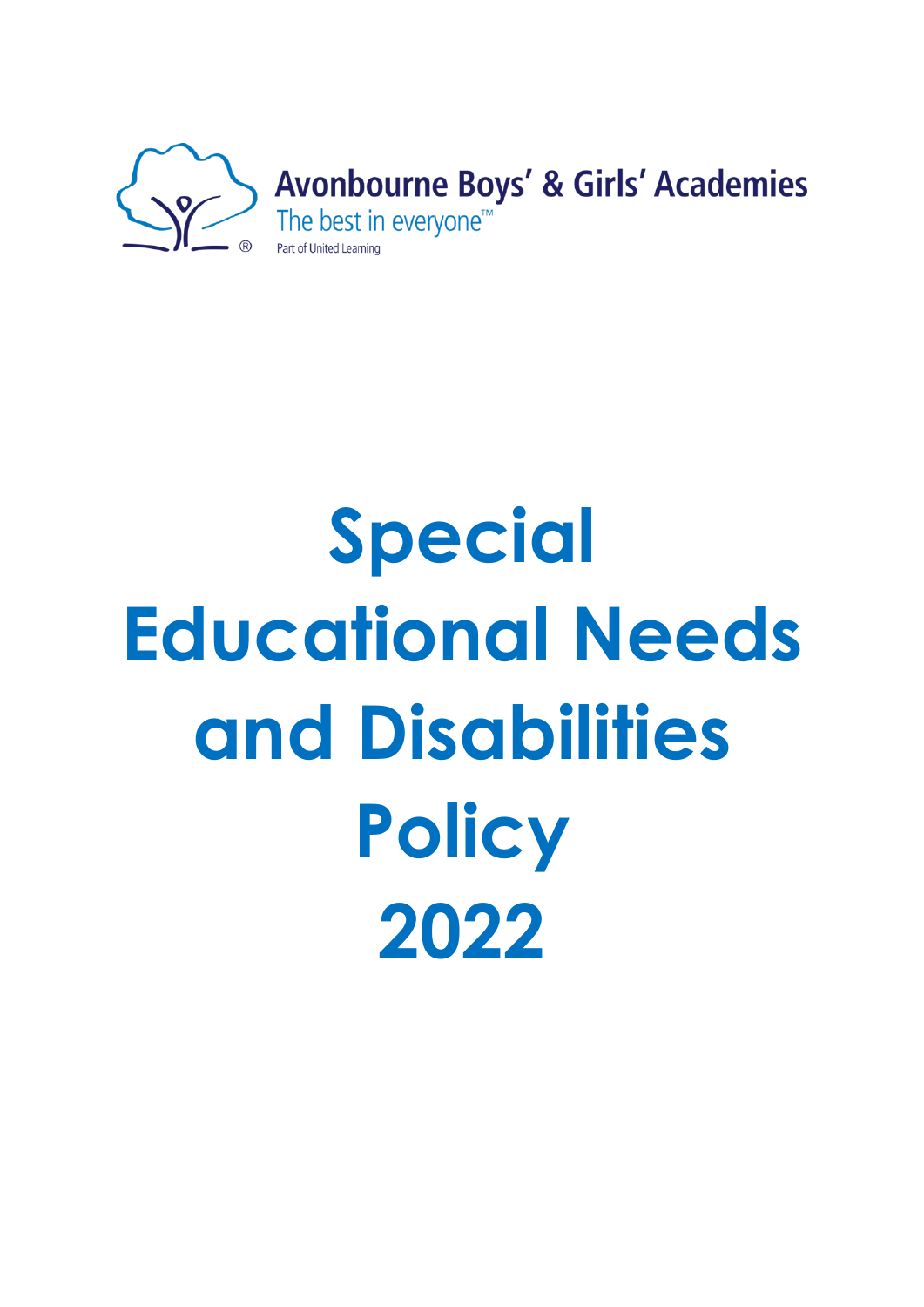Avonbourne Boys' & Girls' Academies

The best in everyone™

Part of United Learning

# Special Educational Needs and Disabilities Policy 2022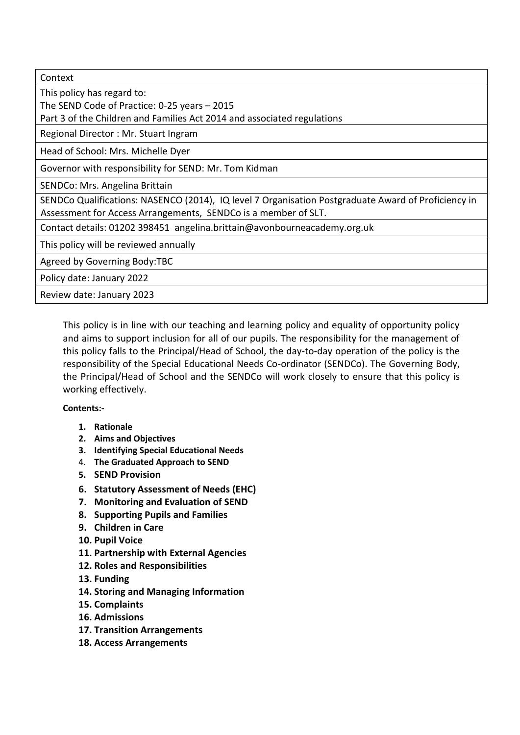| Context |
| --- |
| This policy has regard to:<br>The SEND Code of Practice: 0-25 years – 2015<br>Part 3 of the Children and Families Act 2014 and associated regulations |
| Regional Director : Mr. Stuart Ingram |
| Head of School: Mrs. Michelle Dyer |
| Governor with responsibility for SEND: Mr. Tom Kidman |
| SENDCo: Mrs. Angelina Brittain |
| SENDCo Qualifications: NASENCO (2014), IQ level 7 Organisation Postgraduate Award of Proficiency in Assessment for Access Arrangements, SENDCo is a member of SLT. |
| Contact details: 01202 398451 angelina.brittain@avonbourneacademy.org.uk |
| This policy will be reviewed annually |
| Agreed by Governing Body:TBC |
| Policy date: January 2022 |
| Review date: January 2023 |

This policy is in line with our teaching and learning policy and equality of opportunity policy and aims to support inclusion for all of our pupils. The responsibility for the management of this policy falls to the Principal/Head of School, the day-to-day operation of the policy is the responsibility of the Special Educational Needs Co-ordinator (SENDCo). The Governing Body, the Principal/Head of School and the SENDCo will work closely to ensure that this policy is working effectively.

**Contents:-**

1. **Rationale**
2. **Aims and Objectives**
3. **Identifying Special Educational Needs**
4. **The Graduated Approach to SEND**
5. **SEND Provision**
6. **Statutory Assessment of Needs (EHC)**
7. **Monitoring and Evaluation of SEND**
8. **Supporting Pupils and Families**
9. **Children in Care**
10. **Pupil Voice**
11. **Partnership with External Agencies**
12. **Roles and Responsibilities**
13. **Funding**
14. **Storing and Managing Information**
15. **Complaints**
16. **Admissions**
17. **Transition Arrangements**
18. **Access Arrangements**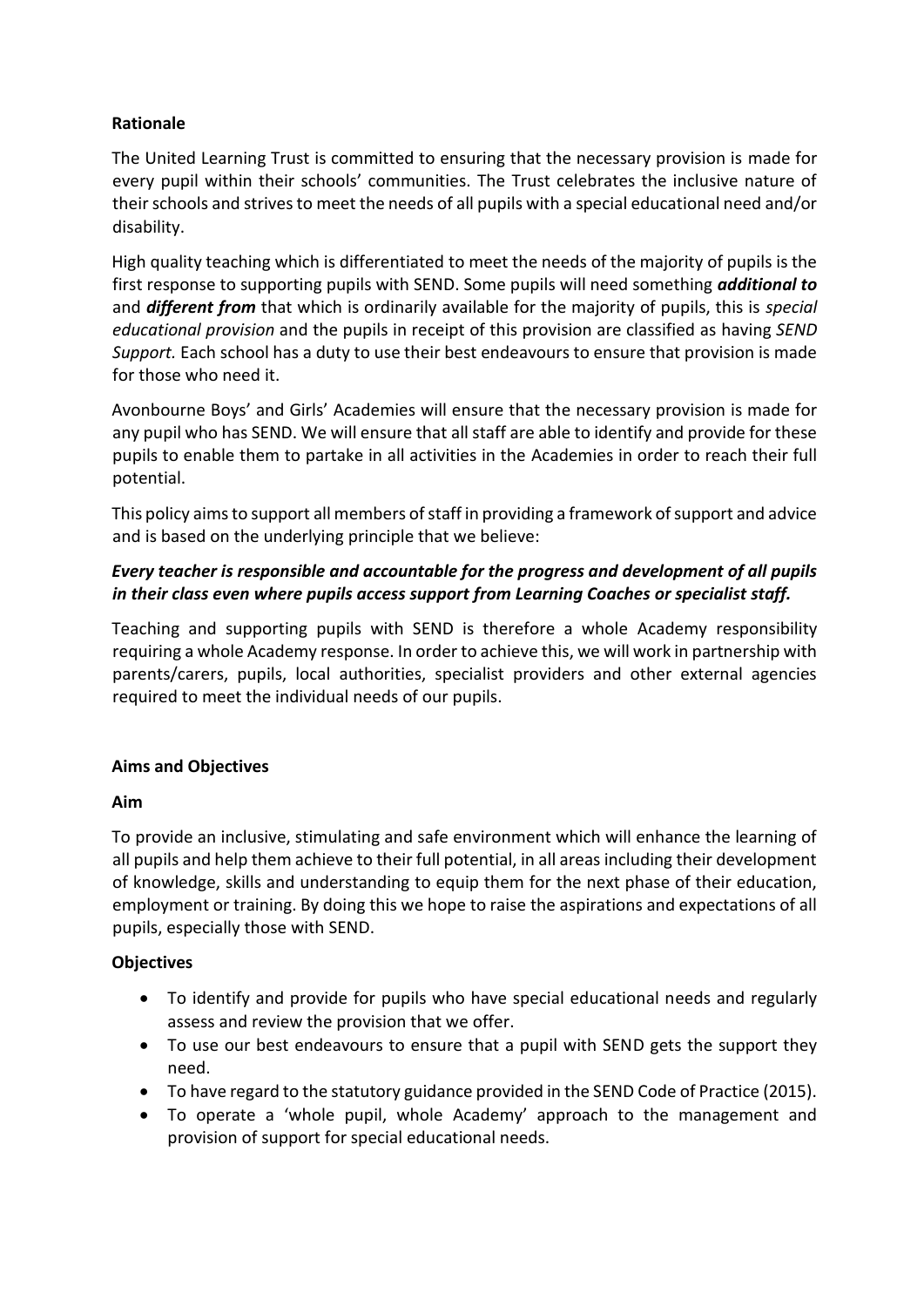## Rationale

The United Learning Trust is committed to ensuring that the necessary provision is made for every pupil within their schools' communities. The Trust celebrates the inclusive nature of their schools and strives to meet the needs of all pupils with a special educational need and/or disability.

High quality teaching which is differentiated to meet the needs of the majority of pupils is the first response to supporting pupils with SEND. Some pupils will need something ***additional to*** and ***different from*** that which is ordinarily available for the majority of pupils, this is *special educational provision* and the pupils in receipt of this provision are classified as having *SEND Support.* Each school has a duty to use their best endeavours to ensure that provision is made for those who need it.

Avonbourne Boys' and Girls' Academies will ensure that the necessary provision is made for any pupil who has SEND. We will ensure that all staff are able to identify and provide for these pupils to enable them to partake in all activities in the Academies in order to reach their full potential.

This policy aims to support all members of staff in providing a framework of support and advice and is based on the underlying principle that we believe:

***Every teacher is responsible and accountable for the progress and development of all pupils in their class even where pupils access support from Learning Coaches or specialist staff.***

Teaching and supporting pupils with SEND is therefore a whole Academy responsibility requiring a whole Academy response. In order to achieve this, we will work in partnership with parents/carers, pupils, local authorities, specialist providers and other external agencies required to meet the individual needs of our pupils.

## Aims and Objectives

### Aim

To provide an inclusive, stimulating and safe environment which will enhance the learning of all pupils and help them achieve to their full potential, in all areas including their development of knowledge, skills and understanding to equip them for the next phase of their education, employment or training. By doing this we hope to raise the aspirations and expectations of all pupils, especially those with SEND.

### Objectives

- To identify and provide for pupils who have special educational needs and regularly assess and review the provision that we offer.
- To use our best endeavours to ensure that a pupil with SEND gets the support they need.
- To have regard to the statutory guidance provided in the SEND Code of Practice (2015).
- To operate a 'whole pupil, whole Academy' approach to the management and provision of support for special educational needs.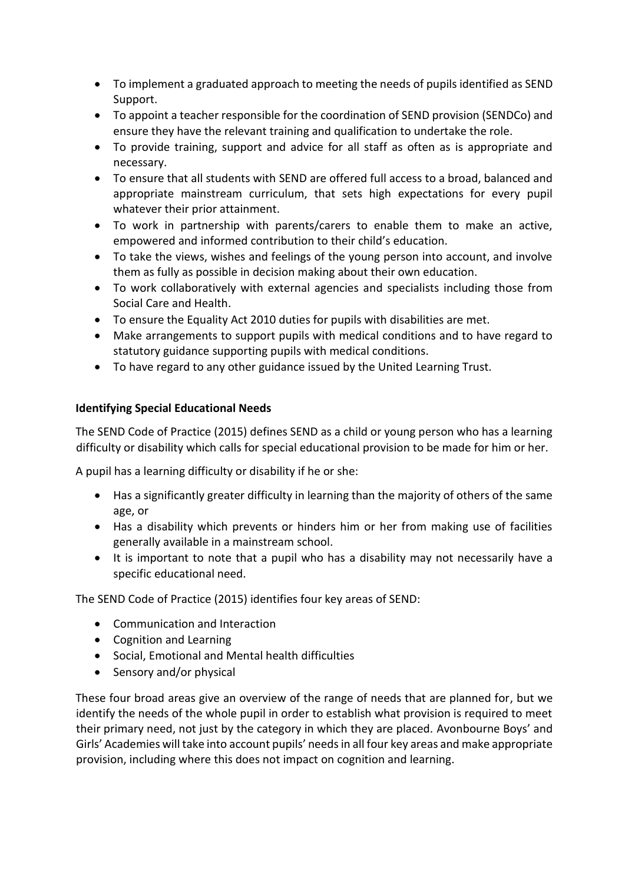- To implement a graduated approach to meeting the needs of pupils identified as SEND Support.
- To appoint a teacher responsible for the coordination of SEND provision (SENDCo) and ensure they have the relevant training and qualification to undertake the role.
- To provide training, support and advice for all staff as often as is appropriate and necessary.
- To ensure that all students with SEND are offered full access to a broad, balanced and appropriate mainstream curriculum, that sets high expectations for every pupil whatever their prior attainment.
- To work in partnership with parents/carers to enable them to make an active, empowered and informed contribution to their child's education.
- To take the views, wishes and feelings of the young person into account, and involve them as fully as possible in decision making about their own education.
- To work collaboratively with external agencies and specialists including those from Social Care and Health.
- To ensure the Equality Act 2010 duties for pupils with disabilities are met.
- Make arrangements to support pupils with medical conditions and to have regard to statutory guidance supporting pupils with medical conditions.
- To have regard to any other guidance issued by the United Learning Trust.

**Identifying Special Educational Needs**

The SEND Code of Practice (2015) defines SEND as a child or young person who has a learning difficulty or disability which calls for special educational provision to be made for him or her.

A pupil has a learning difficulty or disability if he or she:

- Has a significantly greater difficulty in learning than the majority of others of the same age, or
- Has a disability which prevents or hinders him or her from making use of facilities generally available in a mainstream school.
- It is important to note that a pupil who has a disability may not necessarily have a specific educational need.

The SEND Code of Practice (2015) identifies four key areas of SEND:

- Communication and Interaction
- Cognition and Learning
- Social, Emotional and Mental health difficulties
- Sensory and/or physical

These four broad areas give an overview of the range of needs that are planned for, but we identify the needs of the whole pupil in order to establish what provision is required to meet their primary need, not just by the category in which they are placed. Avonbourne Boys' and Girls' Academies will take into account pupils' needs in all four key areas and make appropriate provision, including where this does not impact on cognition and learning.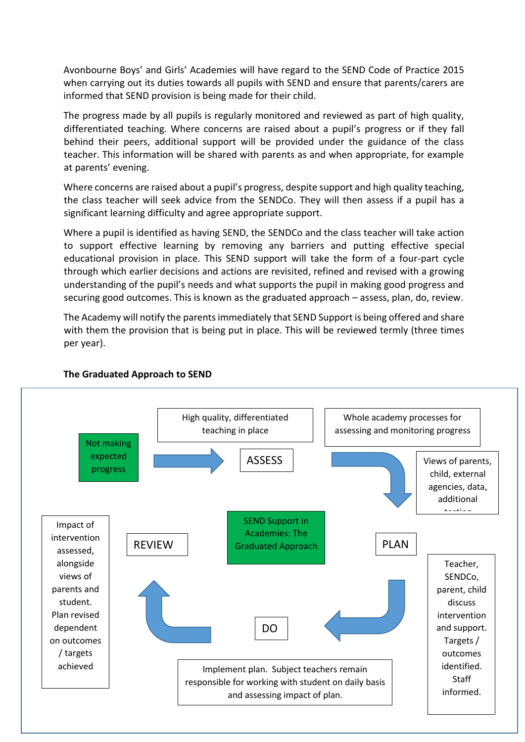Avonbourne Boys' and Girls' Academies will have regard to the SEND Code of Practice 2015 when carrying out its duties towards all pupils with SEND and ensure that parents/carers are informed that SEND provision is being made for their child.

The progress made by all pupils is regularly monitored and reviewed as part of high quality, differentiated teaching. Where concerns are raised about a pupil's progress or if they fall behind their peers, additional support will be provided under the guidance of the class teacher. This information will be shared with parents as and when appropriate, for example at parents' evening.

Where concerns are raised about a pupil's progress, despite support and high quality teaching, the class teacher will seek advice from the SENDCo. They will then assess if a pupil has a significant learning difficulty and agree appropriate support.

Where a pupil is identified as having SEND, the SENDCo and the class teacher will take action to support effective learning by removing any barriers and putting effective special educational provision in place. This SEND support will take the form of a four-part cycle through which earlier decisions and actions are revisited, refined and revised with a growing understanding of the pupil's needs and what supports the pupil in making good progress and securing good outcomes. This is known as the graduated approach – assess, plan, do, review.

The Academy will notify the parents immediately that SEND Support is being offered and share with them the provision that is being put in place. This will be reviewed termly (three times per year).

**The Graduated Approach to SEND**

SEND Support in Academies: The Graduated Approach

Not making expected progress

High quality, differentiated teaching in place

ASSESS

Whole academy processes for assessing and monitoring progress

Views of parents, child, external agencies, data, additional testing

PLAN

Teacher, SENDCo, parent, child discuss intervention and support. Targets / outcomes identified. Staff informed.

DO

Implement plan. Subject teachers remain responsible for working with student on daily basis and assessing impact of plan.

REVIEW

Impact of intervention assessed, alongside views of parents and student. Plan revised dependent on outcomes / targets achieved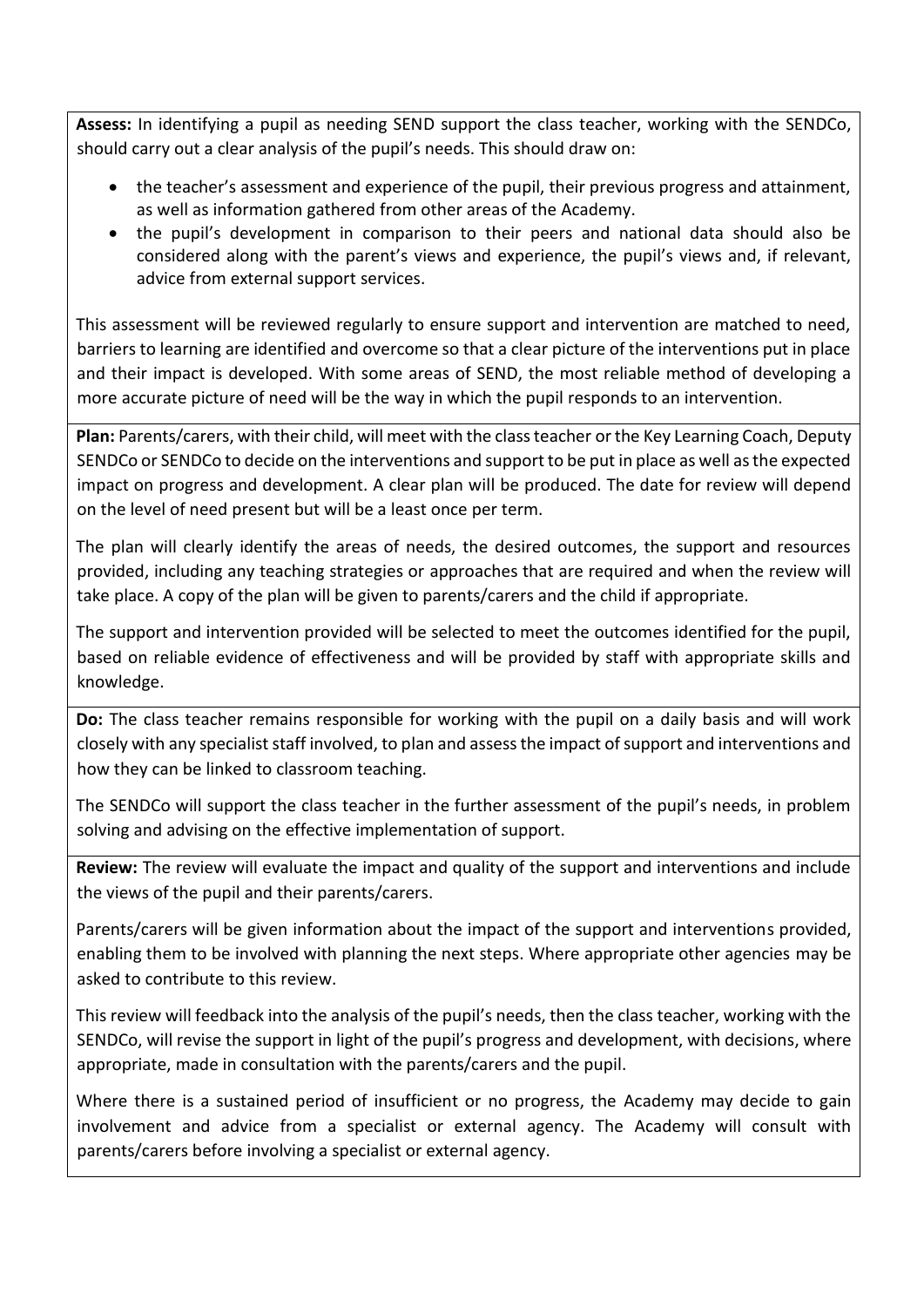**Assess:** In identifying a pupil as needing SEND support the class teacher, working with the SENDCo, should carry out a clear analysis of the pupil's needs. This should draw on:

- the teacher's assessment and experience of the pupil, their previous progress and attainment, as well as information gathered from other areas of the Academy.
- the pupil's development in comparison to their peers and national data should also be considered along with the parent's views and experience, the pupil's views and, if relevant, advice from external support services.

This assessment will be reviewed regularly to ensure support and intervention are matched to need, barriers to learning are identified and overcome so that a clear picture of the interventions put in place and their impact is developed. With some areas of SEND, the most reliable method of developing a more accurate picture of need will be the way in which the pupil responds to an intervention.

**Plan:** Parents/carers, with their child, will meet with the class teacher or the Key Learning Coach, Deputy SENDCo or SENDCo to decide on the interventions and support to be put in place as well as the expected impact on progress and development. A clear plan will be produced. The date for review will depend on the level of need present but will be a least once per term.

The plan will clearly identify the areas of needs, the desired outcomes, the support and resources provided, including any teaching strategies or approaches that are required and when the review will take place. A copy of the plan will be given to parents/carers and the child if appropriate.

The support and intervention provided will be selected to meet the outcomes identified for the pupil, based on reliable evidence of effectiveness and will be provided by staff with appropriate skills and knowledge.

**Do:** The class teacher remains responsible for working with the pupil on a daily basis and will work closely with any specialist staff involved, to plan and assess the impact of support and interventions and how they can be linked to classroom teaching.

The SENDCo will support the class teacher in the further assessment of the pupil's needs, in problem solving and advising on the effective implementation of support.

**Review:** The review will evaluate the impact and quality of the support and interventions and include the views of the pupil and their parents/carers.

Parents/carers will be given information about the impact of the support and interventions provided, enabling them to be involved with planning the next steps. Where appropriate other agencies may be asked to contribute to this review.

This review will feedback into the analysis of the pupil's needs, then the class teacher, working with the SENDCo, will revise the support in light of the pupil's progress and development, with decisions, where appropriate, made in consultation with the parents/carers and the pupil.

Where there is a sustained period of insufficient or no progress, the Academy may decide to gain involvement and advice from a specialist or external agency. The Academy will consult with parents/carers before involving a specialist or external agency.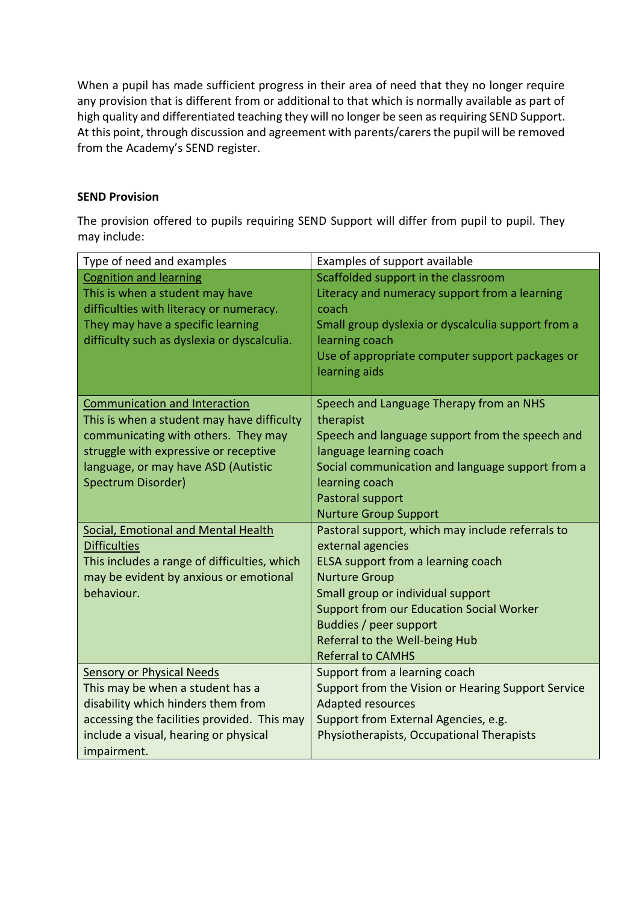When a pupil has made sufficient progress in their area of need that they no longer require any provision that is different from or additional to that which is normally available as part of high quality and differentiated teaching they will no longer be seen as requiring SEND Support. At this point, through discussion and agreement with parents/carers the pupil will be removed from the Academy's SEND register.

**SEND Provision**

The provision offered to pupils requiring SEND Support will differ from pupil to pupil. They may include:

| Type of need and examples | Examples of support available |
|---|---|
| Cognition and learning<br>This is when a student may have difficulties with literacy or numeracy. They may have a specific learning difficulty such as dyslexia or dyscalculia. | Scaffolded support in the classroom<br>Literacy and numeracy support from a learning coach<br>Small group dyslexia or dyscalculia support from a learning coach<br>Use of appropriate computer support packages or learning aids |
| Communication and Interaction<br>This is when a student may have difficulty communicating with others. They may struggle with expressive or receptive language, or may have ASD (Autistic Spectrum Disorder) | Speech and Language Therapy from an NHS therapist<br>Speech and language support from the speech and language learning coach<br>Social communication and language support from a learning coach<br>Pastoral support<br>Nurture Group Support |
| Social, Emotional and Mental Health Difficulties<br>This includes a range of difficulties, which may be evident by anxious or emotional behaviour. | Pastoral support, which may include referrals to external agencies<br>ELSA support from a learning coach<br>Nurture Group<br>Small group or individual support<br>Support from our Education Social Worker<br>Buddies / peer support<br>Referral to the Well-being Hub<br>Referral to CAMHS |
| Sensory or Physical Needs<br>This may be when a student has a disability which hinders them from accessing the facilities provided. This may include a visual, hearing or physical impairment. | Support from a learning coach<br>Support from the Vision or Hearing Support Service<br>Adapted resources<br>Support from External Agencies, e.g. Physiotherapists, Occupational Therapists |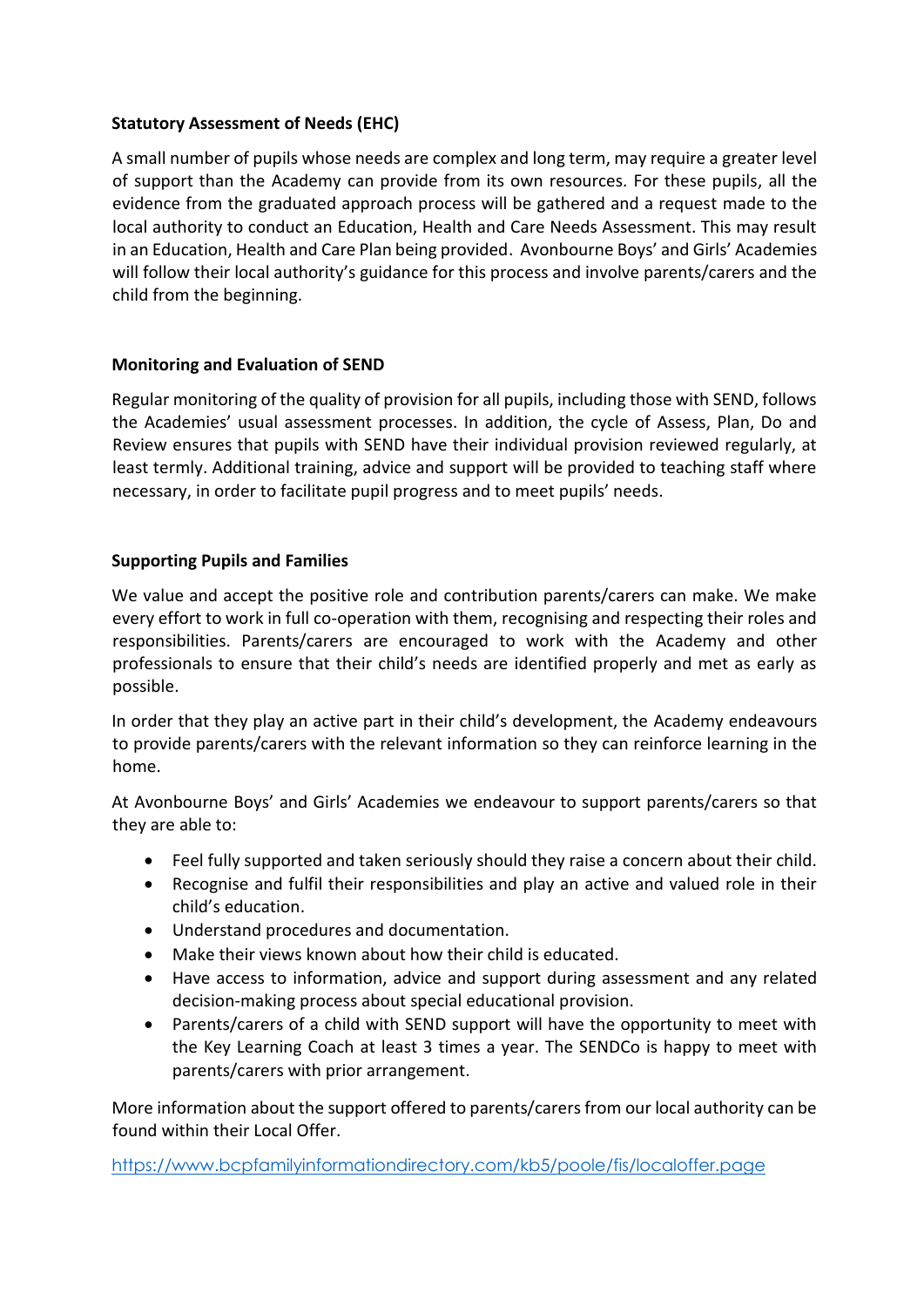**Statutory Assessment of Needs (EHC)**

A small number of pupils whose needs are complex and long term, may require a greater level of support than the Academy can provide from its own resources. For these pupils, all the evidence from the graduated approach process will be gathered and a request made to the local authority to conduct an Education, Health and Care Needs Assessment. This may result in an Education, Health and Care Plan being provided. Avonbourne Boys' and Girls' Academies will follow their local authority's guidance for this process and involve parents/carers and the child from the beginning.

**Monitoring and Evaluation of SEND**

Regular monitoring of the quality of provision for all pupils, including those with SEND, follows the Academies' usual assessment processes. In addition, the cycle of Assess, Plan, Do and Review ensures that pupils with SEND have their individual provision reviewed regularly, at least termly. Additional training, advice and support will be provided to teaching staff where necessary, in order to facilitate pupil progress and to meet pupils' needs.

**Supporting Pupils and Families**

We value and accept the positive role and contribution parents/carers can make. We make every effort to work in full co-operation with them, recognising and respecting their roles and responsibilities. Parents/carers are encouraged to work with the Academy and other professionals to ensure that their child's needs are identified properly and met as early as possible.

In order that they play an active part in their child's development, the Academy endeavours to provide parents/carers with the relevant information so they can reinforce learning in the home.

At Avonbourne Boys' and Girls' Academies we endeavour to support parents/carers so that they are able to:

- Feel fully supported and taken seriously should they raise a concern about their child.
- Recognise and fulfil their responsibilities and play an active and valued role in their child's education.
- Understand procedures and documentation.
- Make their views known about how their child is educated.
- Have access to information, advice and support during assessment and any related decision-making process about special educational provision.
- Parents/carers of a child with SEND support will have the opportunity to meet with the Key Learning Coach at least 3 times a year. The SENDCo is happy to meet with parents/carers with prior arrangement.

More information about the support offered to parents/carers from our local authority can be found within their Local Offer.

https://www.bcpfamilyinformationdirectory.com/kb5/poole/fis/localoffer.page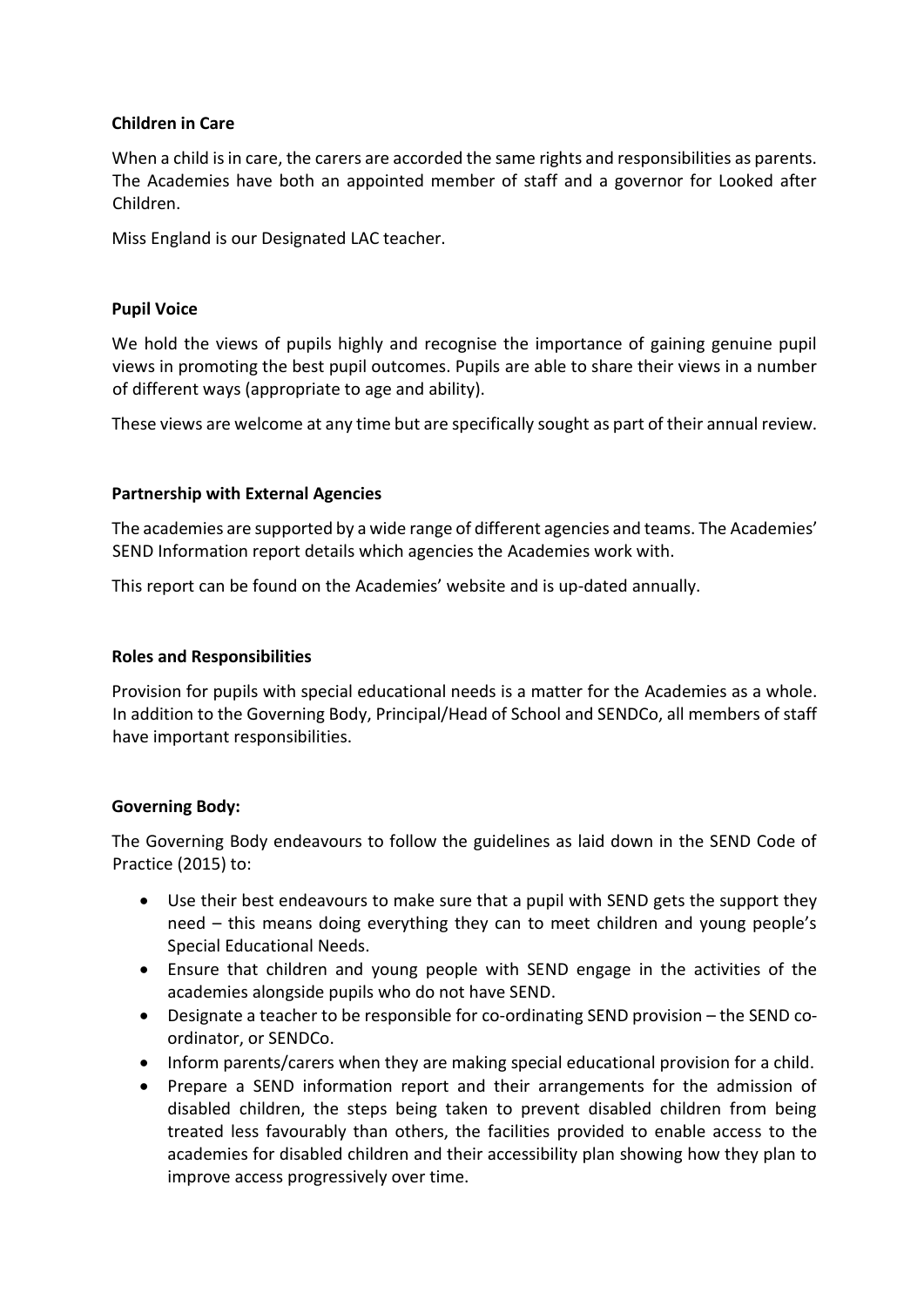**Children in Care**

When a child is in care, the carers are accorded the same rights and responsibilities as parents. The Academies have both an appointed member of staff and a governor for Looked after Children.

Miss England is our Designated LAC teacher.

**Pupil Voice**

We hold the views of pupils highly and recognise the importance of gaining genuine pupil views in promoting the best pupil outcomes. Pupils are able to share their views in a number of different ways (appropriate to age and ability).

These views are welcome at any time but are specifically sought as part of their annual review.

**Partnership with External Agencies**

The academies are supported by a wide range of different agencies and teams. The Academies' SEND Information report details which agencies the Academies work with.

This report can be found on the Academies' website and is up-dated annually.

**Roles and Responsibilities**

Provision for pupils with special educational needs is a matter for the Academies as a whole. In addition to the Governing Body, Principal/Head of School and SENDCo, all members of staff have important responsibilities.

**Governing Body:**

The Governing Body endeavours to follow the guidelines as laid down in the SEND Code of Practice (2015) to:

- Use their best endeavours to make sure that a pupil with SEND gets the support they need – this means doing everything they can to meet children and young people's Special Educational Needs.
- Ensure that children and young people with SEND engage in the activities of the academies alongside pupils who do not have SEND.
- Designate a teacher to be responsible for co-ordinating SEND provision – the SEND co-ordinator, or SENDCo.
- Inform parents/carers when they are making special educational provision for a child.
- Prepare a SEND information report and their arrangements for the admission of disabled children, the steps being taken to prevent disabled children from being treated less favourably than others, the facilities provided to enable access to the academies for disabled children and their accessibility plan showing how they plan to improve access progressively over time.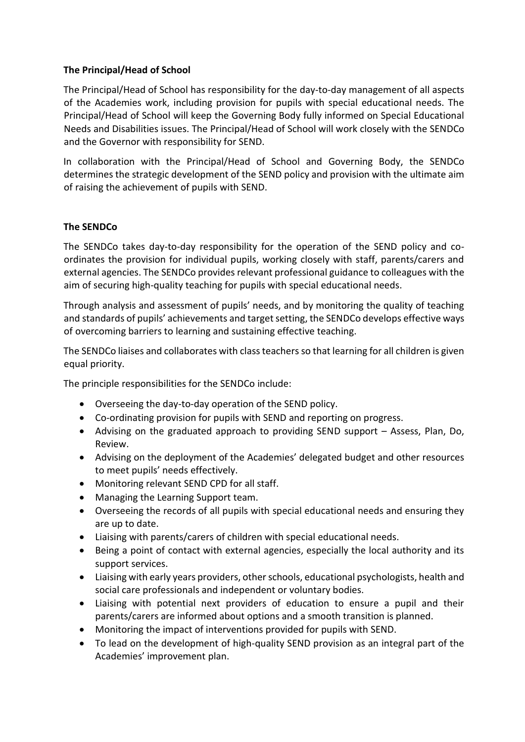**The Principal/Head of School**

The Principal/Head of School has responsibility for the day-to-day management of all aspects of the Academies work, including provision for pupils with special educational needs. The Principal/Head of School will keep the Governing Body fully informed on Special Educational Needs and Disabilities issues. The Principal/Head of School will work closely with the SENDCo and the Governor with responsibility for SEND.

In collaboration with the Principal/Head of School and Governing Body, the SENDCo determines the strategic development of the SEND policy and provision with the ultimate aim of raising the achievement of pupils with SEND.

**The SENDCo**

The SENDCo takes day-to-day responsibility for the operation of the SEND policy and co-ordinates the provision for individual pupils, working closely with staff, parents/carers and external agencies. The SENDCo provides relevant professional guidance to colleagues with the aim of securing high-quality teaching for pupils with special educational needs.

Through analysis and assessment of pupils' needs, and by monitoring the quality of teaching and standards of pupils' achievements and target setting, the SENDCo develops effective ways of overcoming barriers to learning and sustaining effective teaching.

The SENDCo liaises and collaborates with class teachers so that learning for all children is given equal priority.

The principle responsibilities for the SENDCo include:

- Overseeing the day-to-day operation of the SEND policy.
- Co-ordinating provision for pupils with SEND and reporting on progress.
- Advising on the graduated approach to providing SEND support – Assess, Plan, Do, Review.
- Advising on the deployment of the Academies' delegated budget and other resources to meet pupils' needs effectively.
- Monitoring relevant SEND CPD for all staff.
- Managing the Learning Support team.
- Overseeing the records of all pupils with special educational needs and ensuring they are up to date.
- Liaising with parents/carers of children with special educational needs.
- Being a point of contact with external agencies, especially the local authority and its support services.
- Liaising with early years providers, other schools, educational psychologists, health and social care professionals and independent or voluntary bodies.
- Liaising with potential next providers of education to ensure a pupil and their parents/carers are informed about options and a smooth transition is planned.
- Monitoring the impact of interventions provided for pupils with SEND.
- To lead on the development of high-quality SEND provision as an integral part of the Academies' improvement plan.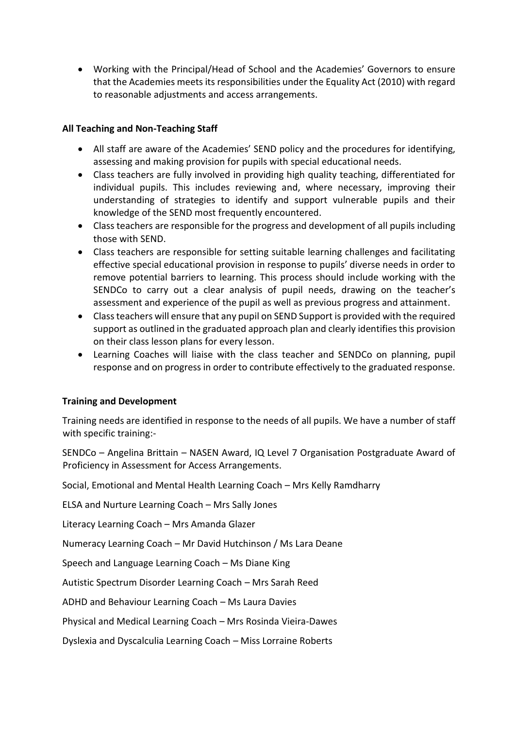- Working with the Principal/Head of School and the Academies' Governors to ensure that the Academies meets its responsibilities under the Equality Act (2010) with regard to reasonable adjustments and access arrangements.

**All Teaching and Non-Teaching Staff**

- All staff are aware of the Academies' SEND policy and the procedures for identifying, assessing and making provision for pupils with special educational needs.
- Class teachers are fully involved in providing high quality teaching, differentiated for individual pupils. This includes reviewing and, where necessary, improving their understanding of strategies to identify and support vulnerable pupils and their knowledge of the SEND most frequently encountered.
- Class teachers are responsible for the progress and development of all pupils including those with SEND.
- Class teachers are responsible for setting suitable learning challenges and facilitating effective special educational provision in response to pupils' diverse needs in order to remove potential barriers to learning. This process should include working with the SENDCo to carry out a clear analysis of pupil needs, drawing on the teacher's assessment and experience of the pupil as well as previous progress and attainment.
- Class teachers will ensure that any pupil on SEND Support is provided with the required support as outlined in the graduated approach plan and clearly identifies this provision on their class lesson plans for every lesson.
- Learning Coaches will liaise with the class teacher and SENDCo on planning, pupil response and on progress in order to contribute effectively to the graduated response.

**Training and Development**

Training needs are identified in response to the needs of all pupils. We have a number of staff with specific training:-

SENDCo – Angelina Brittain – NASEN Award, IQ Level 7 Organisation Postgraduate Award of Proficiency in Assessment for Access Arrangements.

Social, Emotional and Mental Health Learning Coach – Mrs Kelly Ramdharry

ELSA and Nurture Learning Coach – Mrs Sally Jones

Literacy Learning Coach – Mrs Amanda Glazer

Numeracy Learning Coach – Mr David Hutchinson / Ms Lara Deane

Speech and Language Learning Coach – Ms Diane King

Autistic Spectrum Disorder Learning Coach – Mrs Sarah Reed

ADHD and Behaviour Learning Coach – Ms Laura Davies

Physical and Medical Learning Coach – Mrs Rosinda Vieira-Dawes

Dyslexia and Dyscalculia Learning Coach – Miss Lorraine Roberts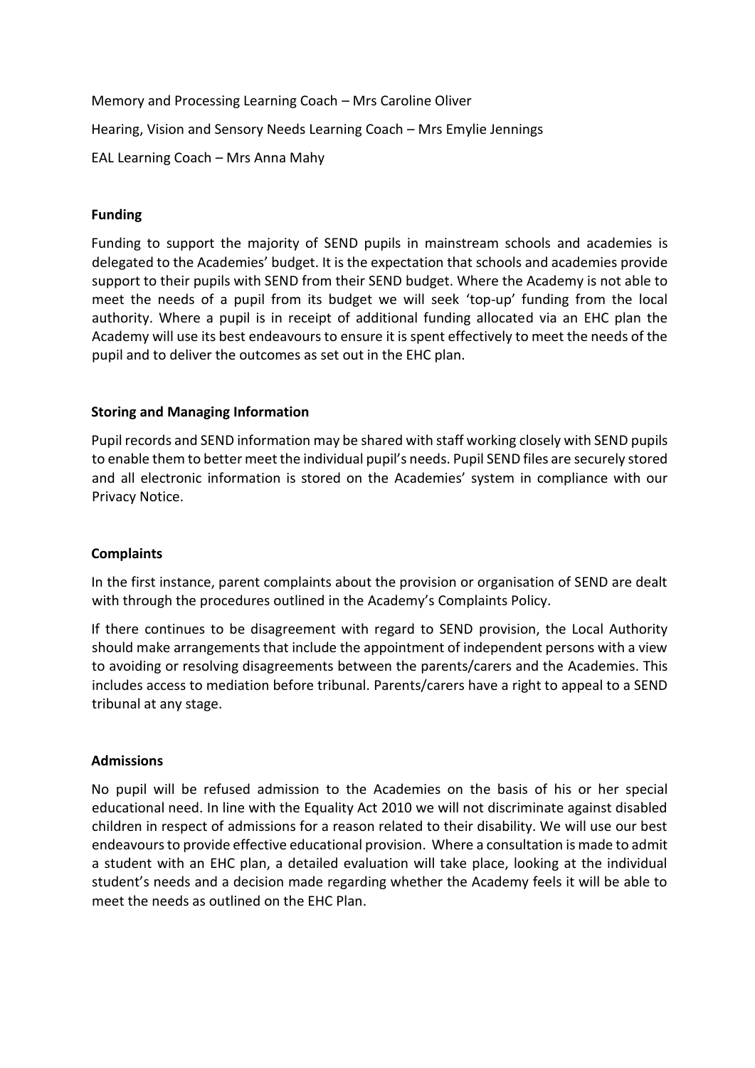Memory and Processing Learning Coach – Mrs Caroline Oliver

Hearing, Vision and Sensory Needs Learning Coach – Mrs Emylie Jennings

EAL Learning Coach – Mrs Anna Mahy

**Funding**

Funding to support the majority of SEND pupils in mainstream schools and academies is delegated to the Academies' budget. It is the expectation that schools and academies provide support to their pupils with SEND from their SEND budget. Where the Academy is not able to meet the needs of a pupil from its budget we will seek 'top-up' funding from the local authority. Where a pupil is in receipt of additional funding allocated via an EHC plan the Academy will use its best endeavours to ensure it is spent effectively to meet the needs of the pupil and to deliver the outcomes as set out in the EHC plan.

**Storing and Managing Information**

Pupil records and SEND information may be shared with staff working closely with SEND pupils to enable them to better meet the individual pupil's needs. Pupil SEND files are securely stored and all electronic information is stored on the Academies' system in compliance with our Privacy Notice.

**Complaints**

In the first instance, parent complaints about the provision or organisation of SEND are dealt with through the procedures outlined in the Academy's Complaints Policy.

If there continues to be disagreement with regard to SEND provision, the Local Authority should make arrangements that include the appointment of independent persons with a view to avoiding or resolving disagreements between the parents/carers and the Academies. This includes access to mediation before tribunal. Parents/carers have a right to appeal to a SEND tribunal at any stage.

**Admissions**

No pupil will be refused admission to the Academies on the basis of his or her special educational need. In line with the Equality Act 2010 we will not discriminate against disabled children in respect of admissions for a reason related to their disability. We will use our best endeavours to provide effective educational provision. Where a consultation is made to admit a student with an EHC plan, a detailed evaluation will take place, looking at the individual student's needs and a decision made regarding whether the Academy feels it will be able to meet the needs as outlined on the EHC Plan.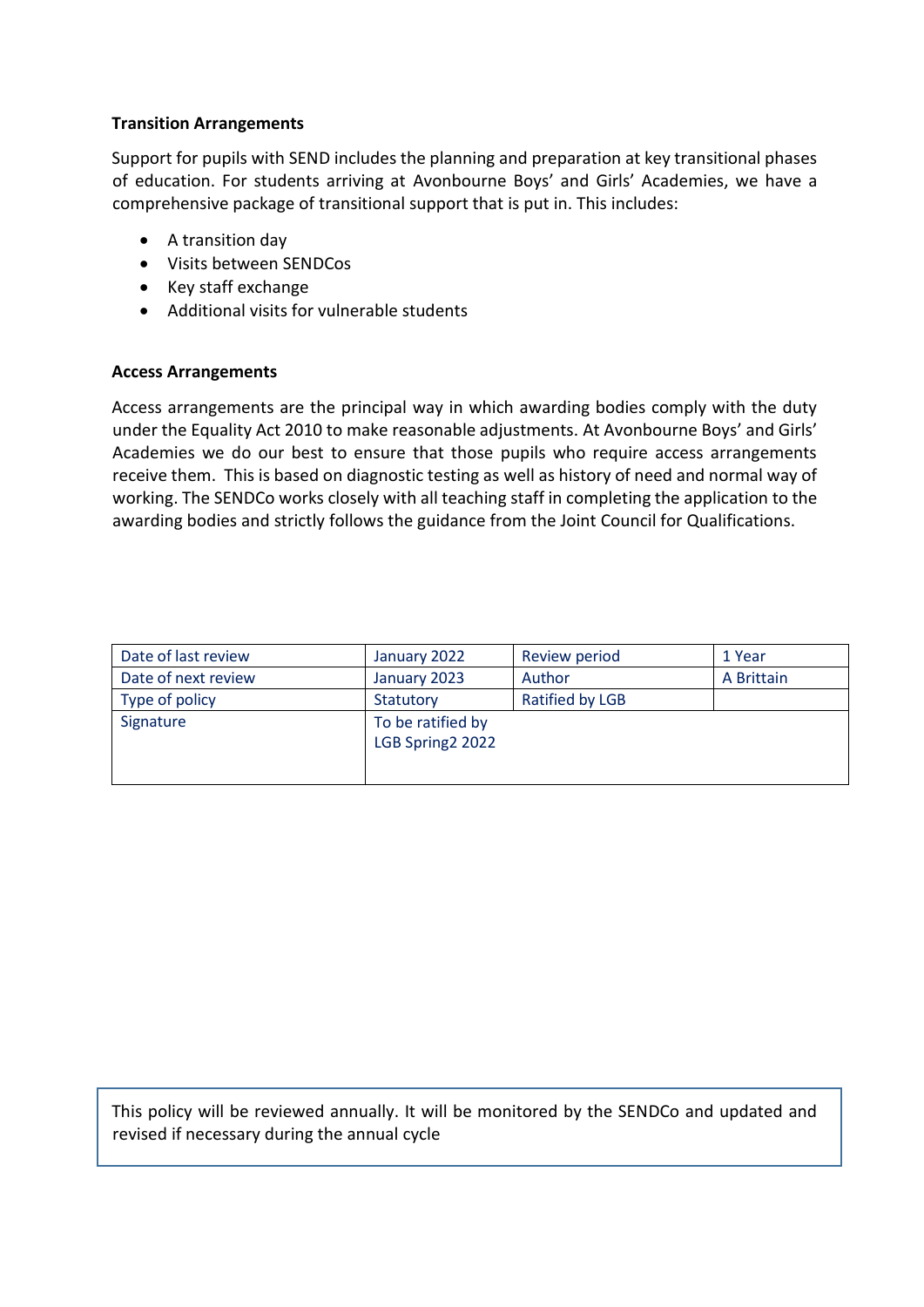### Transition Arrangements

Support for pupils with SEND includes the planning and preparation at key transitional phases of education. For students arriving at Avonbourne Boys' and Girls' Academies, we have a comprehensive package of transitional support that is put in. This includes:

- A transition day
- Visits between SENDCos
- Key staff exchange
- Additional visits for vulnerable students

### Access Arrangements

Access arrangements are the principal way in which awarding bodies comply with the duty under the Equality Act 2010 to make reasonable adjustments. At Avonbourne Boys' and Girls' Academies we do our best to ensure that those pupils who require access arrangements receive them. This is based on diagnostic testing as well as history of need and normal way of working. The SENDCo works closely with all teaching staff in completing the application to the awarding bodies and strictly follows the guidance from the Joint Council for Qualifications.

| | | | |
|---|---|---|---|
| Date of last review | January 2022 | Review period | 1 Year |
| Date of next review | January 2023 | Author | A Brittain |
| Type of policy | Statutory | Ratified by LGB | |
| Signature | To be ratified by LGB Spring2 2022 | | |

This policy will be reviewed annually. It will be monitored by the SENDCo and updated and revised if necessary during the annual cycle